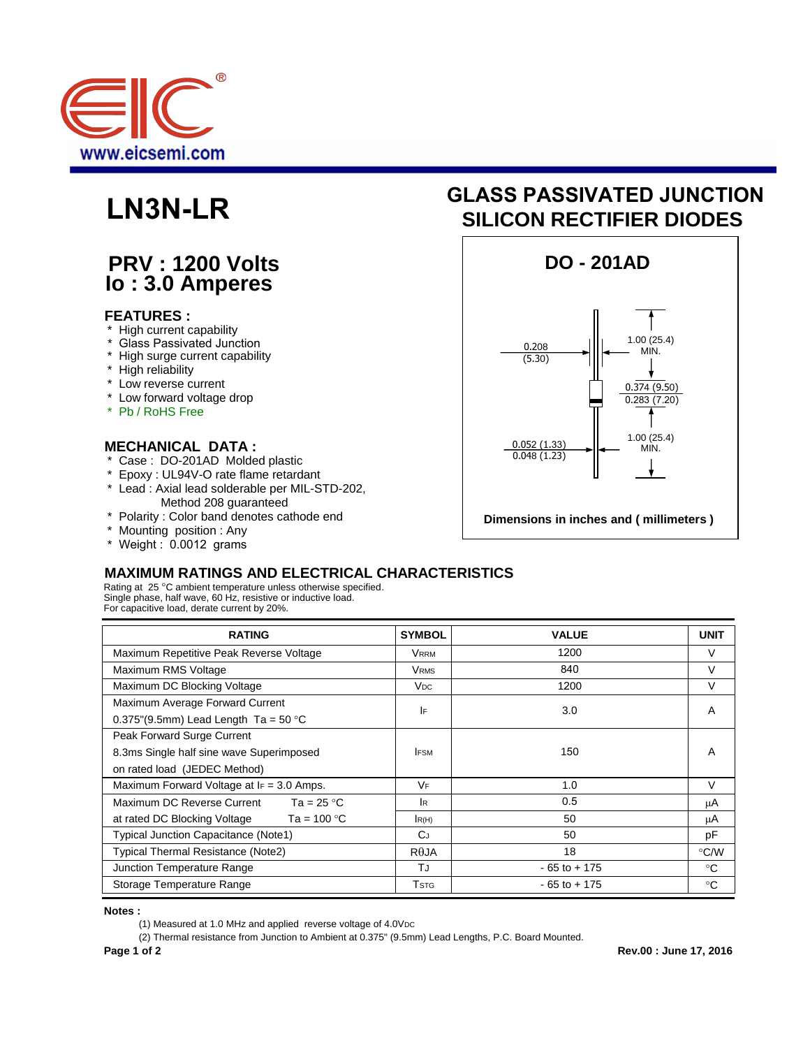# LN3N-LR

## GLASS PASSIVATED JUNCTION SILICON RECTIFIER DIODES

### PRV : 1200 Volts
### Io : 3.0 Amperes

### FEATURES :

* High current capability
* Glass Passivated Junction
* High surge current capability
* High reliability
* Low reverse current
* Low forward voltage drop
* Pb / RoHS Free

### MECHANICAL DATA :

* Case : DO-201AD Molded plastic
* Epoxy : UL94V-O rate flame retardant
* Lead : Axial lead solderable per MIL-STD-202, Method 208 guaranteed
* Polarity : Color band denotes cathode end
* Mounting position : Any
* Weight : 0.0012 grams

**DO - 201AD**

0.208 (5.30)

1.00 (25.4) MIN.

0.374 (9.50)
0.283 (7.20)

0.052 (1.33)
0.048 (1.23)

1.00 (25.4) MIN.

**Dimensions in inches and ( millimeters )**

## MAXIMUM RATINGS AND ELECTRICAL CHARACTERISTICS

Rating at 25 °C ambient temperature unless otherwise specified.
Single phase, half wave, 60 Hz, resistive or inductive load.
For capacitive load, derate current by 20%.

| RATING | SYMBOL | VALUE | UNIT |
|---|---|---|---|
| Maximum Repetitive Peak Reverse Voltage | $V_{RRM}$ | 1200 | V |
| Maximum RMS Voltage | $V_{RMS}$ | 840 | V |
| Maximum DC Blocking Voltage | $V_{DC}$ | 1200 | V |
| Maximum Average Forward Current 0.375"(9.5mm) Lead Length Ta = 50 °C | $I_F$ | 3.0 | A |
| Peak Forward Surge Current 8.3ms Single half sine wave Superimposed on rated load (JEDEC Method) | $I_{FSM}$ | 150 | A |
| Maximum Forward Voltage at $I_F$ = 3.0 Amps. | $V_F$ | 1.0 | V |
| Maximum DC Reverse Current Ta = 25 °C | $I_R$ | 0.5 | μA |
| at rated DC Blocking Voltage Ta = 100 °C | $I_{R(H)}$ | 50 | μA |
| Typical Junction Capacitance (Note1) | $C_J$ | 50 | pF |
| Typical Thermal Resistance (Note2) | RθJA | 18 | °C/W |
| Junction Temperature Range | $T_J$ | - 65 to + 175 | °C |
| Storage Temperature Range | $T_{STG}$ | - 65 to + 175 | °C |

**Notes :**

(1) Measured at 1.0 MHz and applied reverse voltage of 4.0$V_{DC}$

(2) Thermal resistance from Junction to Ambient at 0.375" (9.5mm) Lead Lengths, P.C. Board Mounted.

Rev.00 : June 17, 2016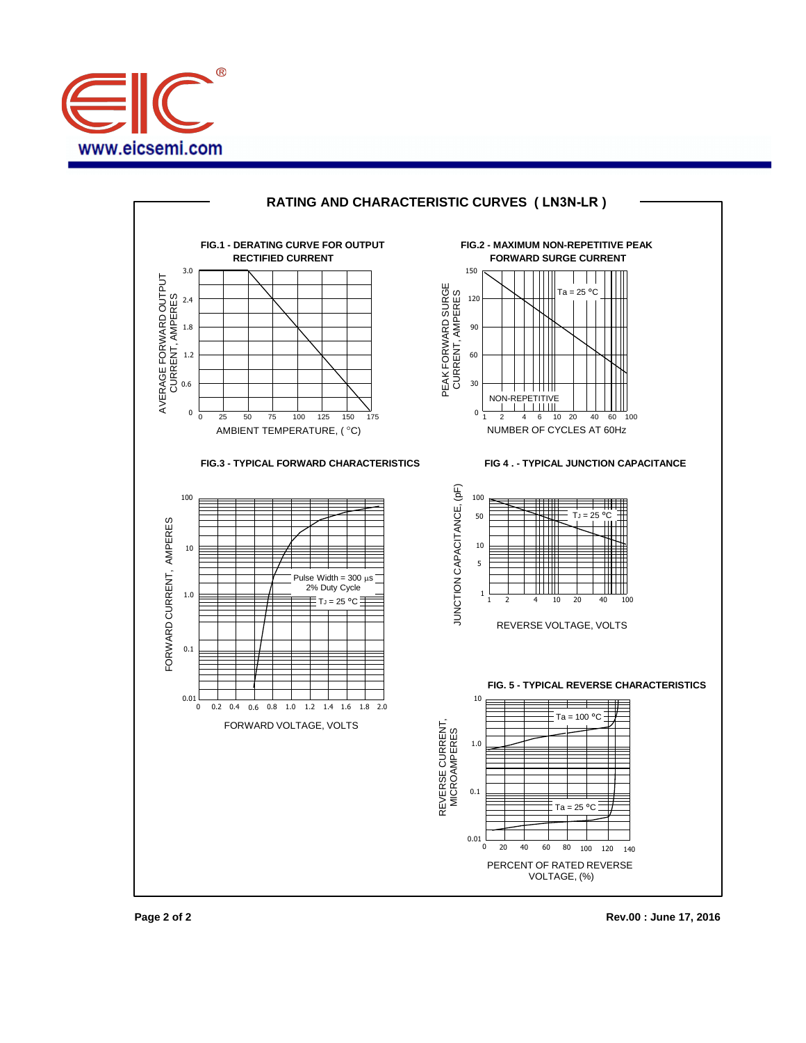## RATING AND CHARACTERISTIC CURVES ( LN3N-LR )

### FIG.1 - DERATING CURVE FOR OUTPUT RECTIFIED CURRENT

AVERAGE FORWARD OUTPUT CURRENT, AMPERES

3.0
2.4
1.8
1.2
0.6
0

0 25 50 75 100 125 150 175

AMBIENT TEMPERATURE, ( °C)

### FIG.2 - MAXIMUM NON-REPETITIVE PEAK FORWARD SURGE CURRENT

PEAK FORWARD SURGE CURRENT, AMPERES

150
120
90
60
30
0

Ta = 25 °C

NON-REPETITIVE

1 2 4 6 10 20 40 60 100

NUMBER OF CYCLES AT 60Hz

### FIG.3 - TYPICAL FORWARD CHARACTERISTICS

FORWARD CURRENT , AMPERES

100
10
1.0
0.1
0.01

Pulse Width = 300 μs
2% Duty Cycle
TJ = 25 °C

0 0.2 0.4 0.6 0.8 1.0 1.2 1.4 1.6 1.8 2.0

FORWARD VOLTAGE, VOLTS

### FIG 4 . - TYPICAL JUNCTION CAPACITANCE

JUNCTION CAPACITANCE, (pF)

100
50
10
5
1

TJ = 25 °C

1 2 4 10 20 40 100

REVERSE VOLTAGE, VOLTS

### FIG. 5 - TYPICAL REVERSE CHARACTERISTICS

REVERSE CURRENT, MICROAMPERES

10
1.0
0.1
0.01

Ta = 100 °C

Ta = 25 °C

0 20 40 60 80 100 120 140

PERCENT OF RATED REVERSE VOLTAGE, (%)

Rev.00 : June 17, 2016